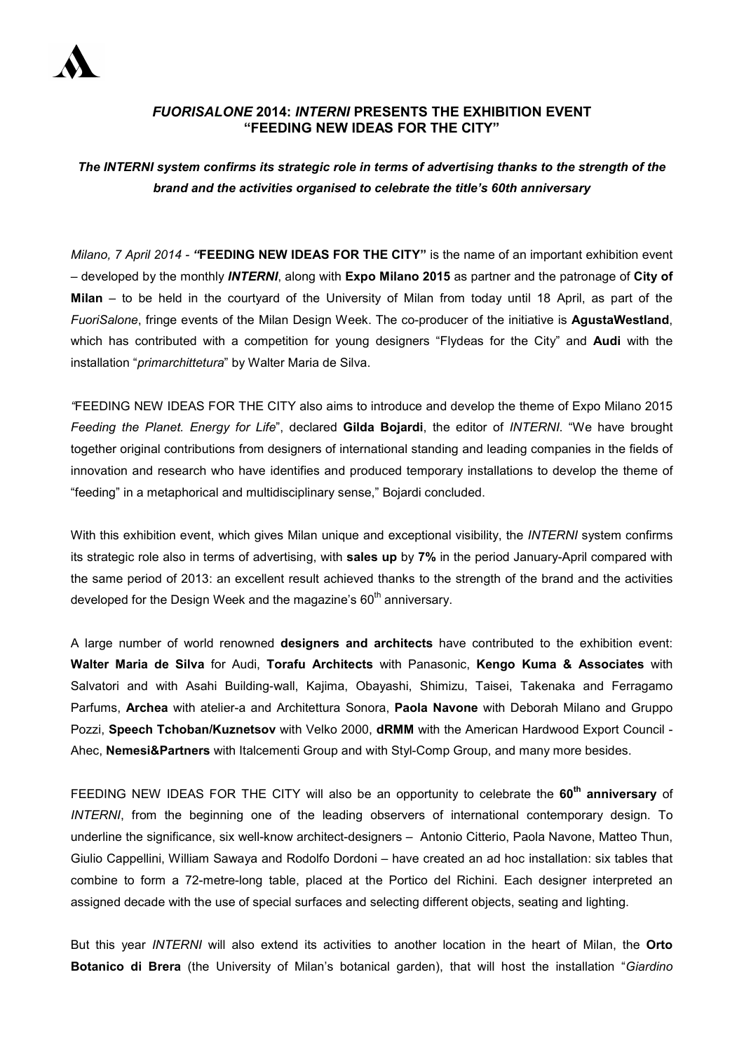# *FUORISALONE* 2014: *INTERNI* PRESENTS THE EXHIBITION EVENT "FEEDING NEW IDEAS FOR THE CITY"

***The INTERNI system confirms its strategic role in terms of advertising thanks to the strength of the brand and the activities organised to celebrate the title's 60th anniversary***

*Milano, 7 April 2014 - "***FEEDING NEW IDEAS FOR THE CITY"** is the name of an important exhibition event – developed by the monthly ***INTERNI***, along with **Expo Milano 2015** as partner and the patronage of **City of Milan** – to be held in the courtyard of the University of Milan from today until 18 April, as part of the *FuoriSalone*, fringe events of the Milan Design Week. The co-producer of the initiative is **AgustaWestland**, which has contributed with a competition for young designers "Flydeas for the City" and **Audi** with the installation "*primarchittetura*" by Walter Maria de Silva.

*"*FEEDING NEW IDEAS FOR THE CITY also aims to introduce and develop the theme of Expo Milano 2015 *Feeding the Planet. Energy for Life*", declared **Gilda Bojardi**, the editor of *INTERNI*. "We have brought together original contributions from designers of international standing and leading companies in the fields of innovation and research who have identifies and produced temporary installations to develop the theme of "feeding" in a metaphorical and multidisciplinary sense," Bojardi concluded.

With this exhibition event, which gives Milan unique and exceptional visibility, the *INTERNI* system confirms its strategic role also in terms of advertising, with **sales up** by **7%** in the period January-April compared with the same period of 2013: an excellent result achieved thanks to the strength of the brand and the activities developed for the Design Week and the magazine's 60th anniversary.

A large number of world renowned **designers and architects** have contributed to the exhibition event: **Walter Maria de Silva** for Audi, **Torafu Architects** with Panasonic, **Kengo Kuma & Associates** with Salvatori and with Asahi Building-wall, Kajima, Obayashi, Shimizu, Taisei, Takenaka and Ferragamo Parfums, **Archea** with atelier-a and Architettura Sonora, **Paola Navone** with Deborah Milano and Gruppo Pozzi, **Speech Tchoban/Kuznetsov** with Velko 2000, **dRMM** with the American Hardwood Export Council - Ahec, **Nemesi&Partners** with Italcementi Group and with Styl-Comp Group, and many more besides.

FEEDING NEW IDEAS FOR THE CITY will also be an opportunity to celebrate the **60th anniversary** of *INTERNI*, from the beginning one of the leading observers of international contemporary design. To underline the significance, six well-know architect-designers – Antonio Citterio, Paola Navone, Matteo Thun, Giulio Cappellini, William Sawaya and Rodolfo Dordoni – have created an ad hoc installation: six tables that combine to form a 72-metre-long table, placed at the Portico del Richini. Each designer interpreted an assigned decade with the use of special surfaces and selecting different objects, seating and lighting.

But this year *INTERNI* will also extend its activities to another location in the heart of Milan, the **Orto Botanico di Brera** (the University of Milan's botanical garden), that will host the installation "*Giardino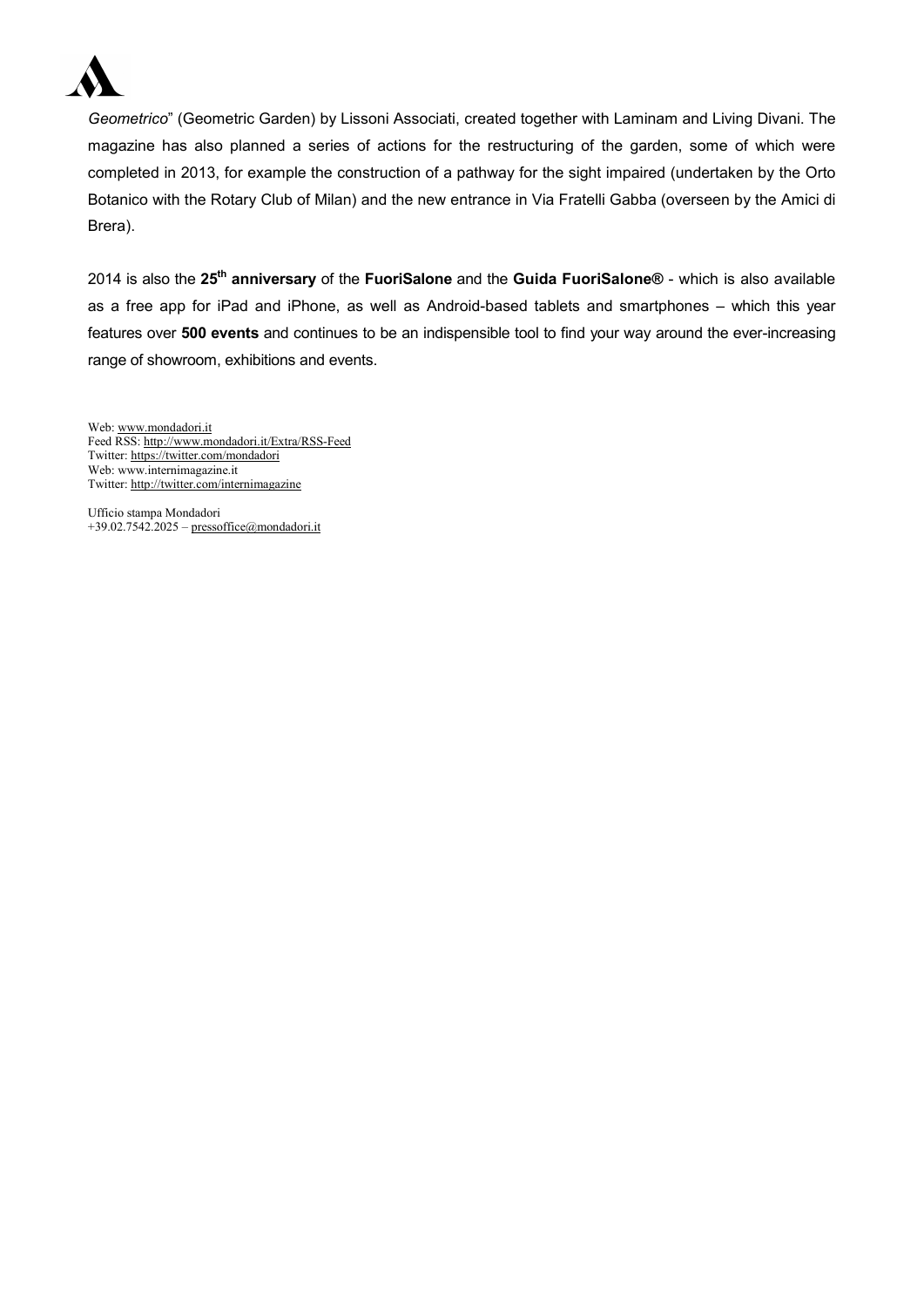*Geometrico*" (Geometric Garden) by Lissoni Associati, created together with Laminam and Living Divani. The magazine has also planned a series of actions for the restructuring of the garden, some of which were completed in 2013, for example the construction of a pathway for the sight impaired (undertaken by the Orto Botanico with the Rotary Club of Milan) and the new entrance in Via Fratelli Gabba (overseen by the Amici di Brera).

2014 is also the **25th anniversary** of the **FuoriSalone** and the **Guida FuoriSalone®** - which is also available as a free app for iPad and iPhone, as well as Android-based tablets and smartphones – which this year features over **500 events** and continues to be an indispensible tool to find your way around the ever-increasing range of showroom, exhibitions and events.

Web: www.mondadori.it
Feed RSS: http://www.mondadori.it/Extra/RSS-Feed
Twitter: https://twitter.com/mondadori
Web: www.internimagazine.it
Twitter: http://twitter.com/internimagazine

Ufficio stampa Mondadori
+39.02.7542.2025 – pressoffice@mondadori.it